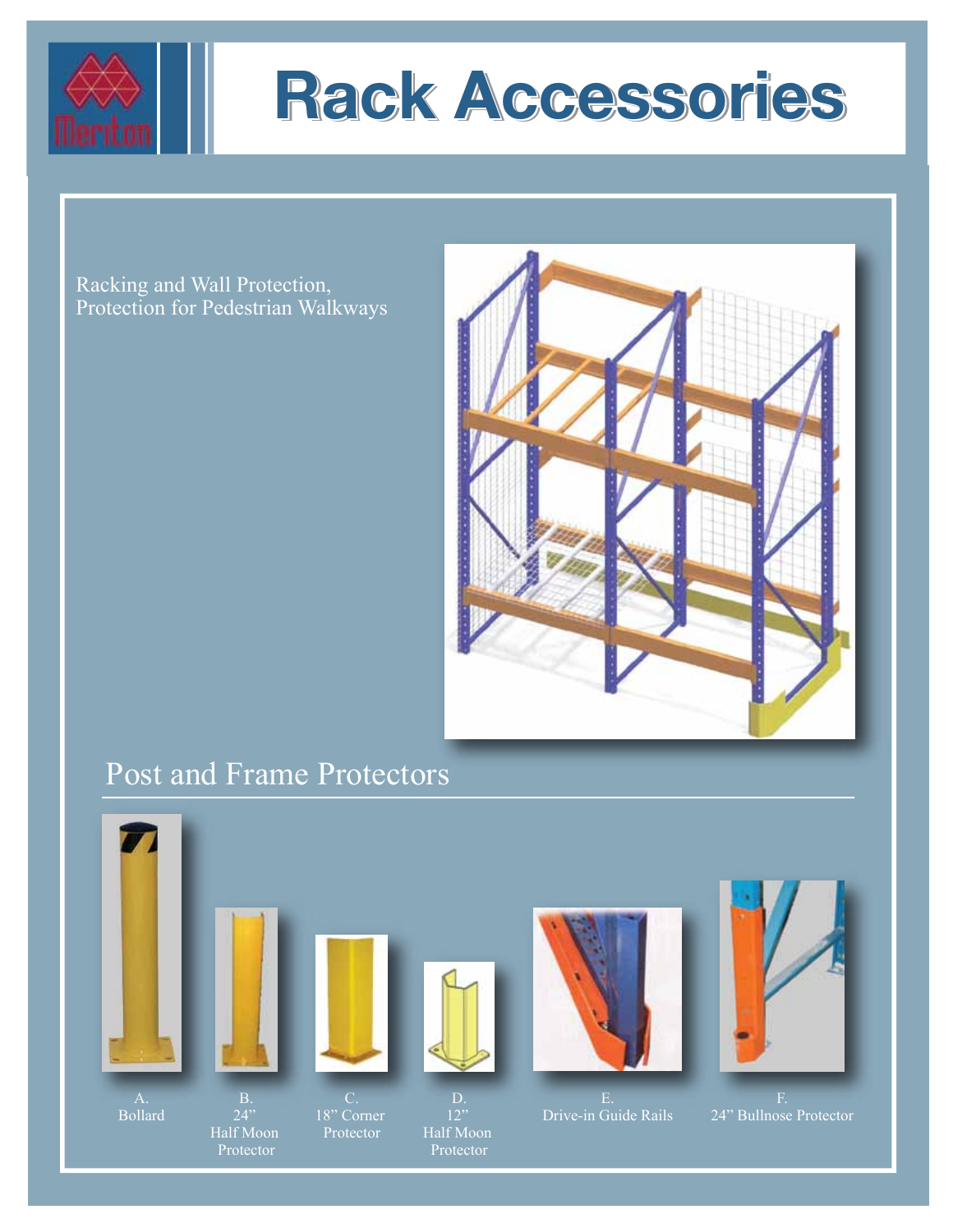# Rack Accessories

Racking and Wall Protection,
Protection for Pedestrian Walkways

## Post and Frame Protectors

A. Bollard

B. 24" Half Moon Protector

C. 18" Corner Protector

D. 12" Half Moon Protector

E. Drive-in Guide Rails

F. 24" Bullnose Protector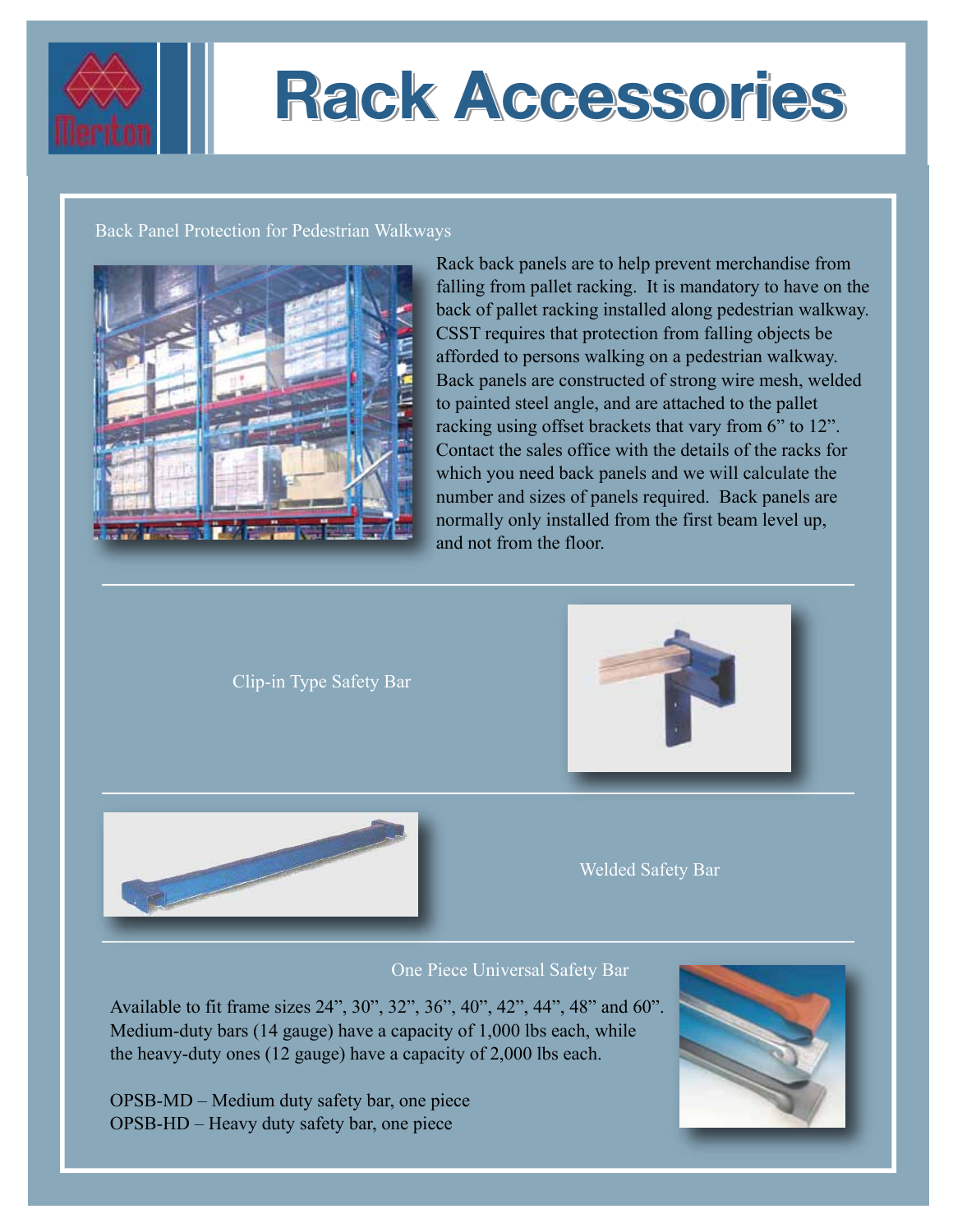# Rack Accessories

## Back Panel Protection for Pedestrian Walkways

Rack back panels are to help prevent merchandise from falling from pallet racking. It is mandatory to have on the back of pallet racking installed along pedestrian walkway. CSST requires that protection from falling objects be afforded to persons walking on a pedestrian walkway. Back panels are constructed of strong wire mesh, welded to painted steel angle, and are attached to the pallet racking using offset brackets that vary from 6" to 12". Contact the sales office with the details of the racks for which you need back panels and we will calculate the number and sizes of panels required. Back panels are normally only installed from the first beam level up, and not from the floor.

---

## Clip-in Type Safety Bar

---

## Welded Safety Bar

---

## One Piece Universal Safety Bar

Available to fit frame sizes 24", 30", 32", 36", 40", 42", 44", 48" and 60". Medium-duty bars (14 gauge) have a capacity of 1,000 lbs each, while the heavy-duty ones (12 gauge) have a capacity of 2,000 lbs each.

OPSB-MD – Medium duty safety bar, one piece
OPSB-HD – Heavy duty safety bar, one piece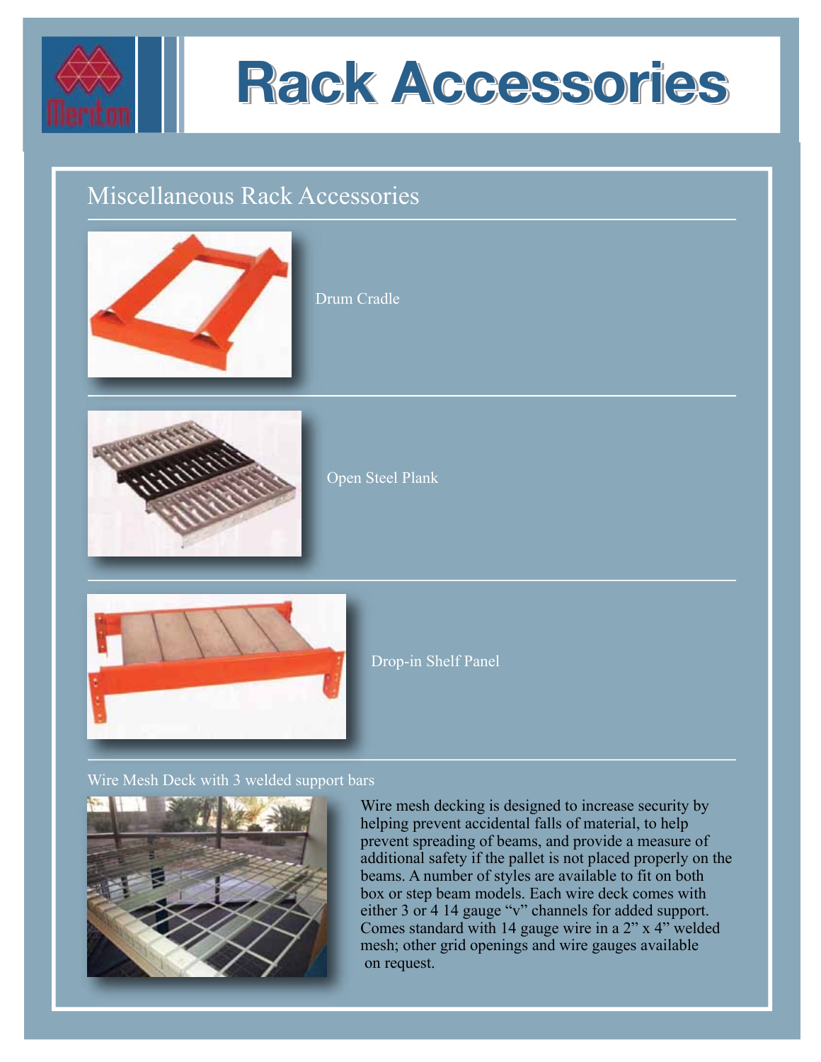# Rack Accessories

## Miscellaneous Rack Accessories

Drum Cradle

Open Steel Plank

Drop-in Shelf Panel

Wire Mesh Deck with 3 welded support bars

Wire mesh decking is designed to increase security by helping prevent accidental falls of material, to help prevent spreading of beams, and provide a measure of additional safety if the pallet is not placed properly on the beams. A number of styles are available to fit on both box or step beam models. Each wire deck comes with either 3 or 4 14 gauge "v" channels for added support. Comes standard with 14 gauge wire in a 2" x 4" welded mesh; other grid openings and wire gauges available on request.